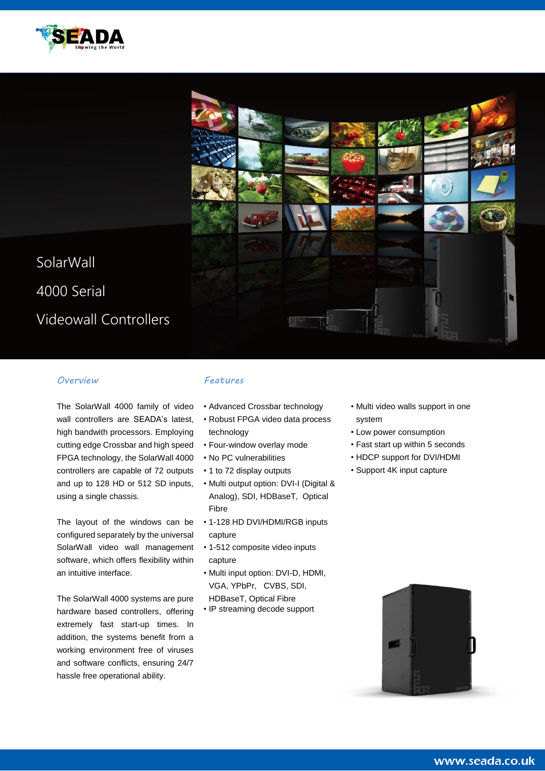# SolarWall 4000 Serial Videowall Controllers

## Overview

The SolarWall 4000 family of video wall controllers are SEADA's latest, high bandwidth processors. Employing cutting edge Crossbar and high speed FPGA technology, the SolarWall 4000 controllers are capable of 72 outputs and up to 128 HD or 512 SD inputs, using a single chassis.

The layout of the windows can be configured separately by the universal SolarWall video wall management software, which offers flexibility within an intuitive interface.

The SolarWall 4000 systems are pure hardware based controllers, offering extremely fast start-up times. In addition, the systems benefit from a working environment free of viruses and software conflicts, ensuring 24/7 hassle free operational ability.

## Features

- Advanced Crossbar technology
- Robust FPGA video data process technology
- Four-window overlay mode
- No PC vulnerabilities
- 1 to 72 display outputs
- Multi output option: DVI-I (Digital & Analog), SDI, HDBaseT, Optical Fibre
- 1-128 HD DVI/HDMI/RGB inputs capture
- 1-512 composite video inputs capture
- Multi input option: DVI-D, HDMI, VGA, YPbPr, CVBS, SDI, HDBaseT, Optical Fibre
- IP streaming decode support
- Multi video walls support in one system
- Low power consumption
- Fast start up within 5 seconds
- HDCP support for DVI/HDMI
- Support 4K input capture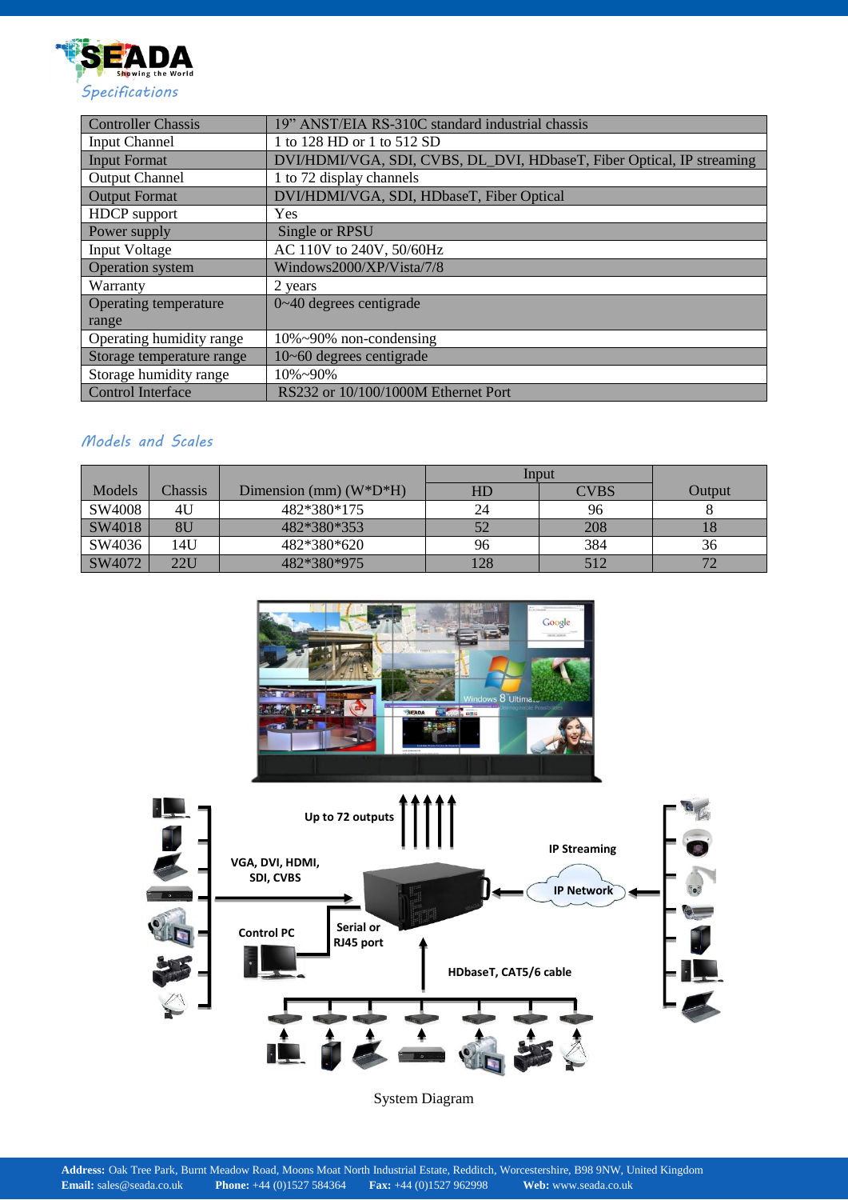## Specifications

| | |
|---|---|
| Controller Chassis | 19” ANST/EIA RS-310C standard industrial chassis |
| Input Channel | 1 to 128 HD or 1 to 512 SD |
| Input Format | DVI/HDMI/VGA, SDI, CVBS, DL_DVI, HDbaseT, Fiber Optical, IP streaming |
| Output Channel | 1 to 72 display channels |
| Output Format | DVI/HDMI/VGA, SDI, HDbaseT, Fiber Optical |
| HDCP support | Yes |
| Power supply | Single or RPSU |
| Input Voltage | AC 110V to 240V, 50/60Hz |
| Operation system | Windows2000/XP/Vista/7/8 |
| Warranty | 2 years |
| Operating temperature range | 0~40 degrees centigrade |
| Operating humidity range | 10%~90% non-condensing |
| Storage temperature range | 10~60 degrees centigrade |
| Storage humidity range | 10%~90% |
| Control Interface | RS232 or 10/100/1000M Ethernet Port |

## Models and Scales

| Models | Chassis | Dimension (mm) (W*D*H) | Input | | Output |
|---|---|---|---|---|---|
| | | | HD | CVBS | |
| SW4008 | 4U | 482*380*175 | 24 | 96 | 8 |
| SW4018 | 8U | 482*380*353 | 52 | 208 | 18 |
| SW4036 | 14U | 482*380*620 | 96 | 384 | 36 |
| SW4072 | 22U | 482*380*975 | 128 | 512 | 72 |

Up to 72 outputs

VGA, DVI, HDMI, SDI, CVBS

IP Streaming

IP Network

Control PC

Serial or RJ45 port

HDbaseT, CAT5/6 cable

System Diagram